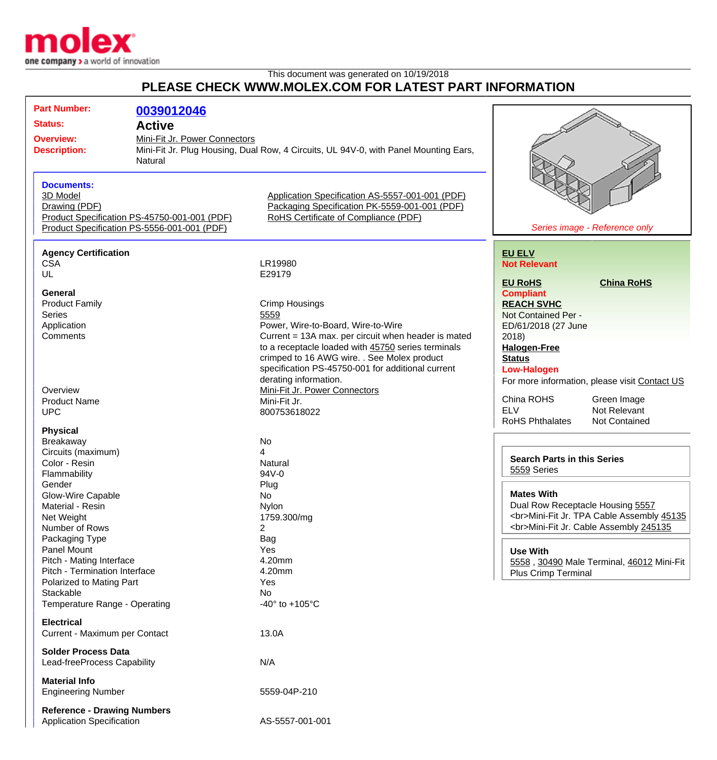This document was generated on 10/19/2018

# PLEASE CHECK WWW.MOLEX.COM FOR LATEST PART INFORMATION

| | |
|---|---|
| **Part Number:** | **0039012046** |
| **Status:** | **Active** |
| **Overview:** | Mini-Fit Jr. Power Connectors |
| **Description:** | Mini-Fit Jr. Plug Housing, Dual Row, 4 Circuits, UL 94V-0, with Panel Mounting Ears, Natural |

*Series image - Reference only*

**Documents:**

- 3D Model
- Drawing (PDF)
- Product Specification PS-45750-001-001 (PDF)
- Product Specification PS-5556-001-001 (PDF)
- Application Specification AS-5557-001-001 (PDF)
- Packaging Specification PK-5559-001-001 (PDF)
- RoHS Certificate of Compliance (PDF)

**Agency Certification**

| | |
|---|---|
| CSA | LR19980 |
| UL | E29179 |

**General**

| | |
|---|---|
| Product Family | Crimp Housings |
| Series | 5559 |
| Application | Power, Wire-to-Board, Wire-to-Wire |
| Comments | Current = 13A max. per circuit when header is mated to a receptacle loaded with 45750 series terminals crimped to 16 AWG wire. . See Molex product specification PS-45750-001 for additional current derating information. |
| Overview | Mini-Fit Jr. Power Connectors |
| Product Name | Mini-Fit Jr. |
| UPC | 800753618022 |

**Physical**

| | |
|---|---|
| Breakaway | No |
| Circuits (maximum) | 4 |
| Color - Resin | Natural |
| Flammability | 94V-0 |
| Gender | Plug |
| Glow-Wire Capable | No |
| Material - Resin | Nylon |
| Net Weight | 1759.300/mg |
| Number of Rows | 2 |
| Packaging Type | Bag |
| Panel Mount | Yes |
| Pitch - Mating Interface | 4.20mm |
| Pitch - Termination Interface | 4.20mm |
| Polarized to Mating Part | Yes |
| Stackable | No |
| Temperature Range - Operating | -40° to +105°C |

**Electrical**

| | |
|---|---|
| Current - Maximum per Contact | 13.0A |

**Solder Process Data**

| | |
|---|---|
| Lead-freeProcess Capability | N/A |

**Material Info**

| | |
|---|---|
| Engineering Number | 5559-04P-210 |

**Reference - Drawing Numbers**

| | |
|---|---|
| Application Specification | AS-5557-001-001 |

**EU ELV**
**Not Relevant**

**EU RoHS** **China RoHS**
**Compliant**

**REACH SVHC**
Not Contained Per - ED/61/2018 (27 June 2018)

**Halogen-Free Status**
**Low-Halogen**

For more information, please visit Contact US

| | |
|---|---|
| China ROHS | Green Image |
| ELV | Not Relevant |
| RoHS Phthalates | Not Contained |

**Search Parts in this Series**
5559 Series

**Mates With**
Dual Row Receptacle Housing 5557
<br>Mini-Fit Jr. TPA Cable Assembly 45135
<br>Mini-Fit Jr. Cable Assembly 245135

**Use With**
5558 , 30490 Male Terminal, 46012 Mini-Fit Plus Crimp Terminal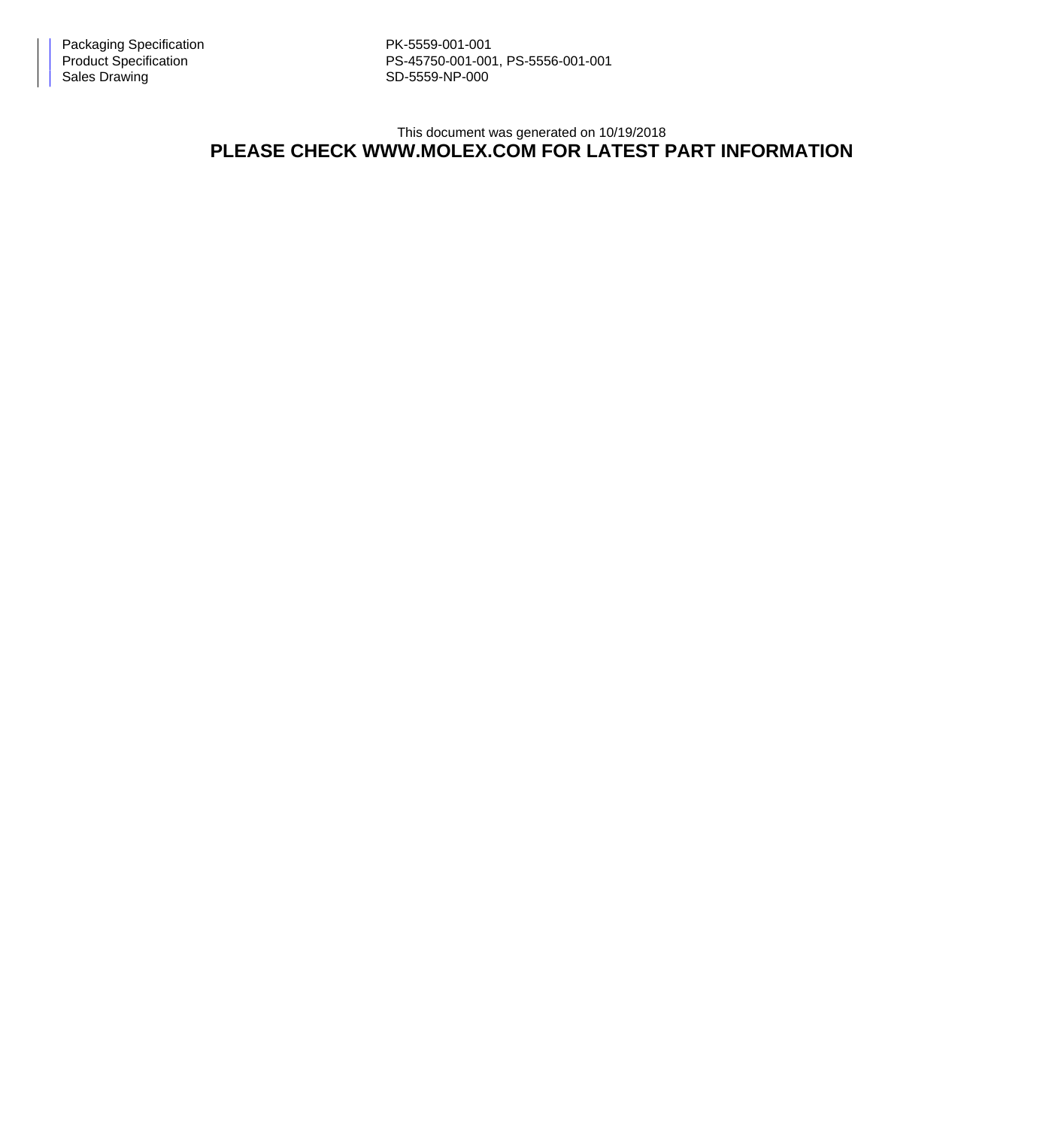| | |
|---|---|
| Packaging Specification | PK-5559-001-001 |
| Product Specification | PS-45750-001-001, PS-5556-001-001 |
| Sales Drawing | SD-5559-NP-000 |

This document was generated on 10/19/2018

**PLEASE CHECK WWW.MOLEX.COM FOR LATEST PART INFORMATION**